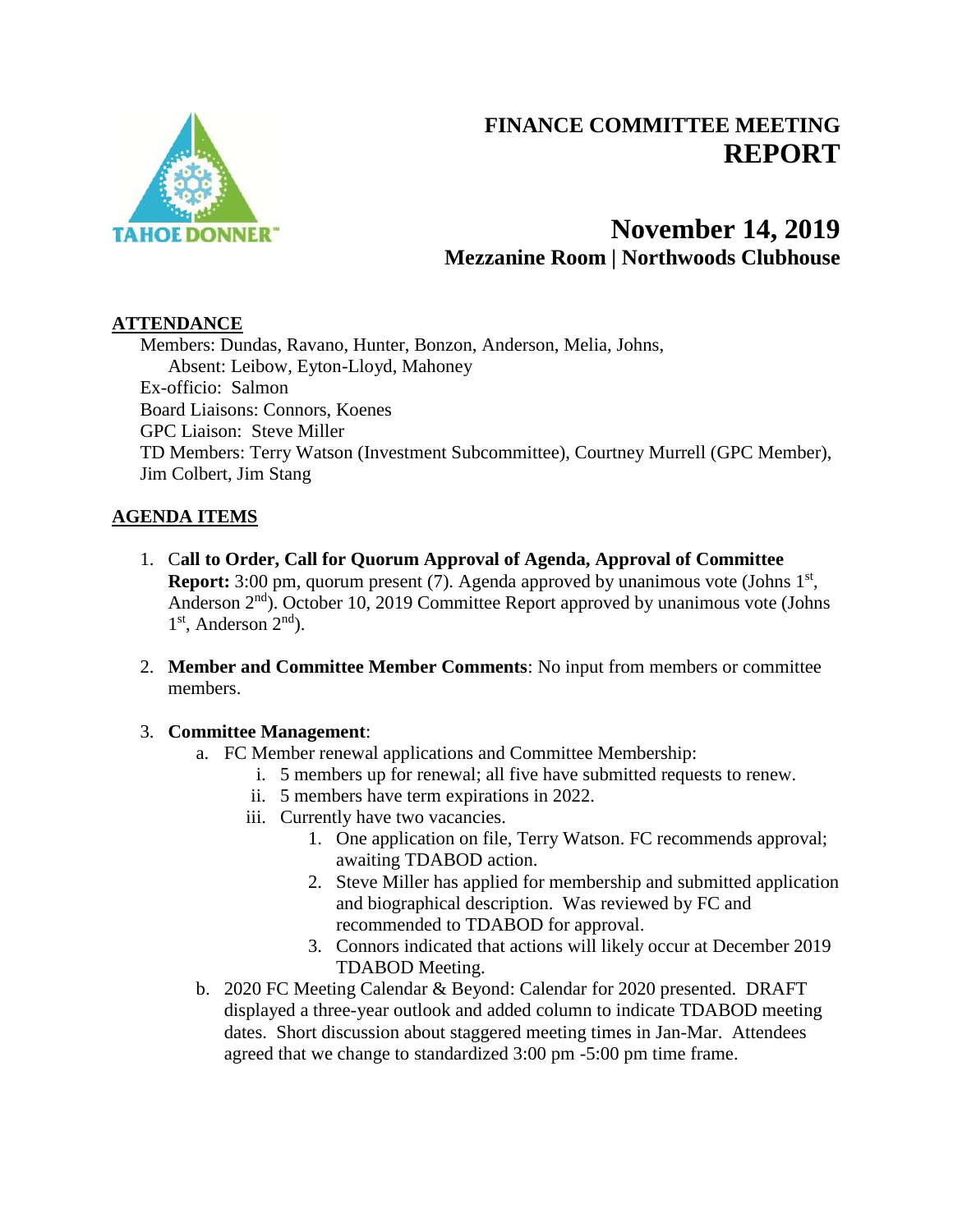# FINANCE COMMITTEE MEETING REPORT

## November 14, 2019

### Mezzanine Room | Northwoods Clubhouse

**ATTENDANCE**

Members: Dundas, Ravano, Hunter, Bonzon, Anderson, Melia, Johns,
Absent: Leibow, Eyton-Lloyd, Mahoney
Ex-officio: Salmon
Board Liaisons: Connors, Koenes
GPC Liaison: Steve Miller
TD Members: Terry Watson (Investment Subcommittee), Courtney Murrell (GPC Member), Jim Colbert, Jim Stang

**AGENDA ITEMS**

1. **Call to Order, Call for Quorum Approval of Agenda, Approval of Committee Report:** 3:00 pm, quorum present (7). Agenda approved by unanimous vote (Johns 1st, Anderson 2nd). October 10, 2019 Committee Report approved by unanimous vote (Johns 1st, Anderson 2nd).

2. **Member and Committee Member Comments**: No input from members or committee members.

3. **Committee Management**:
   a. FC Member renewal applications and Committee Membership:
      i. 5 members up for renewal; all five have submitted requests to renew.
      ii. 5 members have term expirations in 2022.
      iii. Currently have two vacancies.
         1. One application on file, Terry Watson. FC recommends approval; awaiting TDABOD action.
         2. Steve Miller has applied for membership and submitted application and biographical description. Was reviewed by FC and recommended to TDABOD for approval.
         3. Connors indicated that actions will likely occur at December 2019 TDABOD Meeting.

   b. 2020 FC Meeting Calendar & Beyond: Calendar for 2020 presented. DRAFT displayed a three-year outlook and added column to indicate TDABOD meeting dates. Short discussion about staggered meeting times in Jan-Mar. Attendees agreed that we change to standardized 3:00 pm -5:00 pm time frame.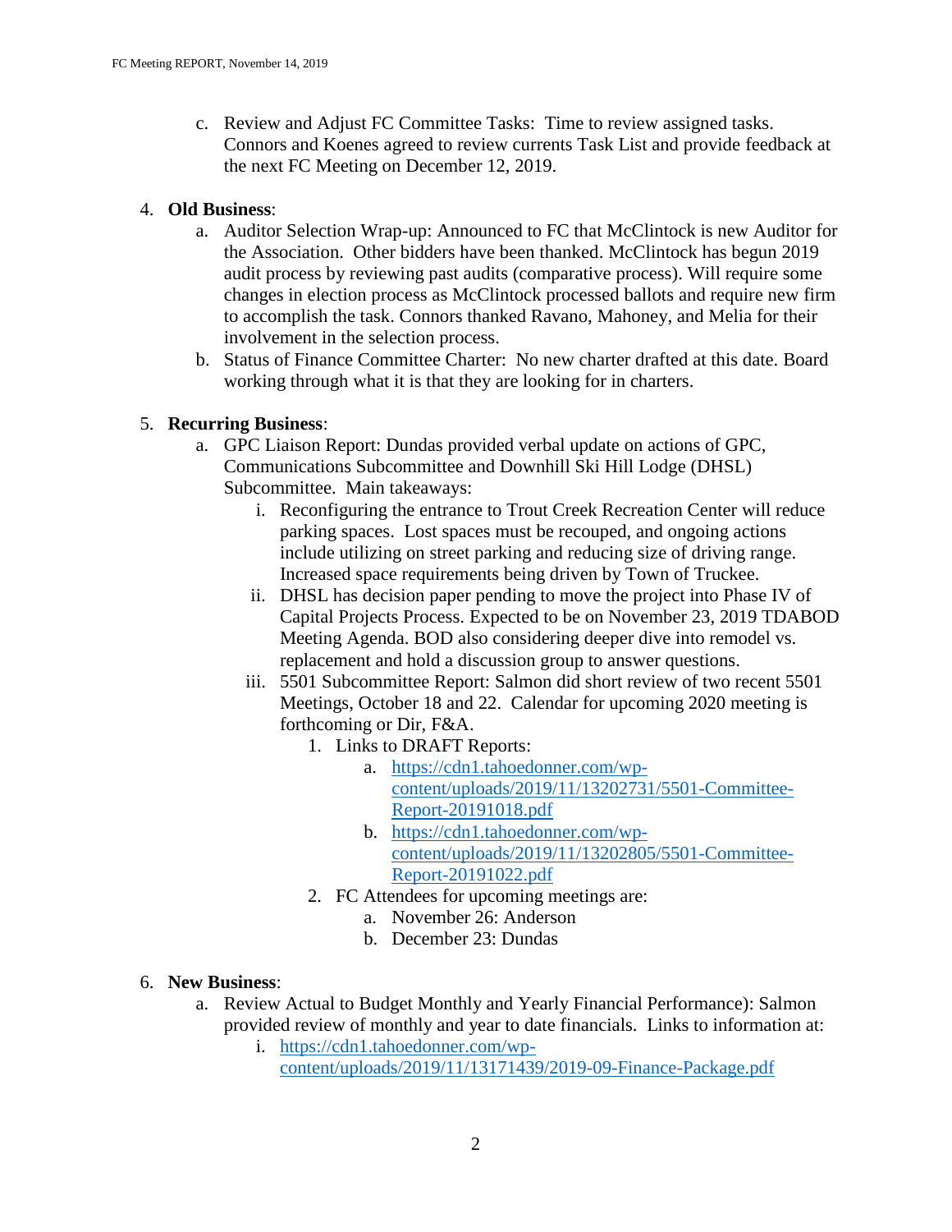c. Review and Adjust FC Committee Tasks: Time to review assigned tasks. Connors and Koenes agreed to review currents Task List and provide feedback at the next FC Meeting on December 12, 2019.

4. **Old Business**:
   a. Auditor Selection Wrap-up: Announced to FC that McClintock is new Auditor for the Association. Other bidders have been thanked. McClintock has begun 2019 audit process by reviewing past audits (comparative process). Will require some changes in election process as McClintock processed ballots and require new firm to accomplish the task. Connors thanked Ravano, Mahoney, and Melia for their involvement in the selection process.
   b. Status of Finance Committee Charter: No new charter drafted at this date. Board working through what it is that they are looking for in charters.

5. **Recurring Business**:
   a. GPC Liaison Report: Dundas provided verbal update on actions of GPC, Communications Subcommittee and Downhill Ski Hill Lodge (DHSL) Subcommittee. Main takeaways:
      i. Reconfiguring the entrance to Trout Creek Recreation Center will reduce parking spaces. Lost spaces must be recouped, and ongoing actions include utilizing on street parking and reducing size of driving range. Increased space requirements being driven by Town of Truckee.
      ii. DHSL has decision paper pending to move the project into Phase IV of Capital Projects Process. Expected to be on November 23, 2019 TDABOD Meeting Agenda. BOD also considering deeper dive into remodel vs. replacement and hold a discussion group to answer questions.
      iii. 5501 Subcommittee Report: Salmon did short review of two recent 5501 Meetings, October 18 and 22. Calendar for upcoming 2020 meeting is forthcoming or Dir, F&A.
         1. Links to DRAFT Reports:
            a. https://cdn1.tahoedonner.com/wp-content/uploads/2019/11/13202731/5501-Committee-Report-20191018.pdf
            b. https://cdn1.tahoedonner.com/wp-content/uploads/2019/11/13202805/5501-Committee-Report-20191022.pdf
         2. FC Attendees for upcoming meetings are:
            a. November 26: Anderson
            b. December 23: Dundas

6. **New Business**:
   a. Review Actual to Budget Monthly and Yearly Financial Performance): Salmon provided review of monthly and year to date financials. Links to information at:
      i. https://cdn1.tahoedonner.com/wp-content/uploads/2019/11/13171439/2019-09-Finance-Package.pdf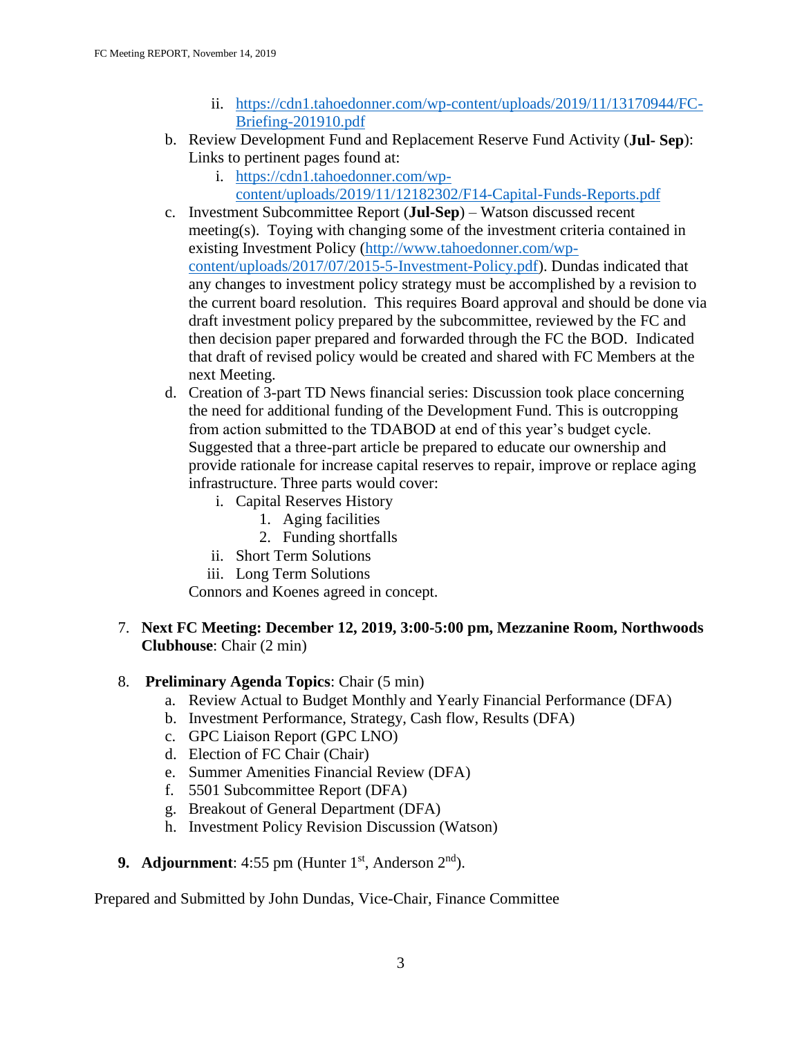ii. [https://cdn1.tahoedonner.com/wp-content/uploads/2019/11/13170944/FC-Briefing-201910.pdf](https://cdn1.tahoedonner.com/wp-content/uploads/2019/11/13170944/FC-Briefing-201910.pdf)

b. Review Development Fund and Replacement Reserve Fund Activity (**Jul- Sep**): Links to pertinent pages found at:

   i. [https://cdn1.tahoedonner.com/wp-content/uploads/2019/11/12182302/F14-Capital-Funds-Reports.pdf](https://cdn1.tahoedonner.com/wp-content/uploads/2019/11/12182302/F14-Capital-Funds-Reports.pdf)

c. Investment Subcommittee Report (**Jul-Sep**) – Watson discussed recent meeting(s). Toying with changing some of the investment criteria contained in existing Investment Policy ([http://www.tahoedonner.com/wp-content/uploads/2017/07/2015-5-Investment-Policy.pdf](http://www.tahoedonner.com/wp-content/uploads/2017/07/2015-5-Investment-Policy.pdf)). Dundas indicated that any changes to investment policy strategy must be accomplished by a revision to the current board resolution. This requires Board approval and should be done via draft investment policy prepared by the subcommittee, reviewed by the FC and then decision paper prepared and forwarded through the FC the BOD. Indicated that draft of revised policy would be created and shared with FC Members at the next Meeting.

d. Creation of 3-part TD News financial series: Discussion took place concerning the need for additional funding of the Development Fund. This is outcropping from action submitted to the TDABOD at end of this year's budget cycle. Suggested that a three-part article be prepared to educate our ownership and provide rationale for increase capital reserves to repair, improve or replace aging infrastructure. Three parts would cover:

   i. Capital Reserves History
      1. Aging facilities
      2. Funding shortfalls

   ii. Short Term Solutions

   iii. Long Term Solutions

   Connors and Koenes agreed in concept.

7. **Next FC Meeting: December 12, 2019, 3:00-5:00 pm, Mezzanine Room, Northwoods Clubhouse**: Chair (2 min)

8. **Preliminary Agenda Topics**: Chair (5 min)
   a. Review Actual to Budget Monthly and Yearly Financial Performance (DFA)
   b. Investment Performance, Strategy, Cash flow, Results (DFA)
   c. GPC Liaison Report (GPC LNO)
   d. Election of FC Chair (Chair)
   e. Summer Amenities Financial Review (DFA)
   f. 5501 Subcommittee Report (DFA)
   g. Breakout of General Department (DFA)
   h. Investment Policy Revision Discussion (Watson)

9. **Adjournment**: 4:55 pm (Hunter 1st, Anderson 2nd).

Prepared and Submitted by John Dundas, Vice-Chair, Finance Committee